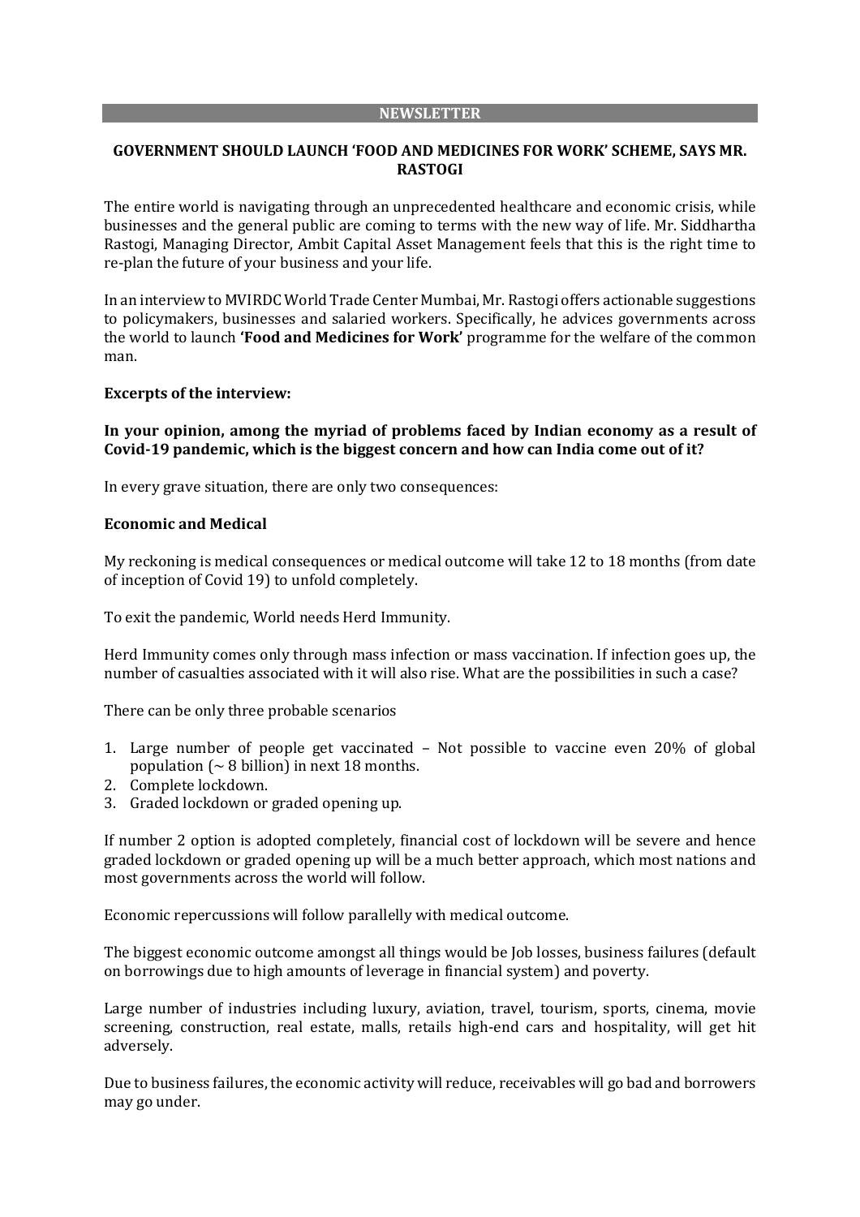**NEWSLETTER**

## GOVERNMENT SHOULD LAUNCH 'FOOD AND MEDICINES FOR WORK' SCHEME, SAYS MR. RASTOGI

The entire world is navigating through an unprecedented healthcare and economic crisis, while businesses and the general public are coming to terms with the new way of life. Mr. Siddhartha Rastogi, Managing Director, Ambit Capital Asset Management feels that this is the right time to re-plan the future of your business and your life.

In an interview to MVIRDC World Trade Center Mumbai, Mr. Rastogi offers actionable suggestions to policymakers, businesses and salaried workers. Specifically, he advices governments across the world to launch **'Food and Medicines for Work'** programme for the welfare of the common man.

**Excerpts of the interview:**

**In your opinion, among the myriad of problems faced by Indian economy as a result of Covid-19 pandemic, which is the biggest concern and how can India come out of it?**

In every grave situation, there are only two consequences:

**Economic and Medical**

My reckoning is medical consequences or medical outcome will take 12 to 18 months (from date of inception of Covid 19) to unfold completely.

To exit the pandemic, World needs Herd Immunity.

Herd Immunity comes only through mass infection or mass vaccination. If infection goes up, the number of casualties associated with it will also rise. What are the possibilities in such a case?

There can be only three probable scenarios

1. Large number of people get vaccinated – Not possible to vaccine even 20% of global population (~ 8 billion) in next 18 months.
2. Complete lockdown.
3. Graded lockdown or graded opening up.

If number 2 option is adopted completely, financial cost of lockdown will be severe and hence graded lockdown or graded opening up will be a much better approach, which most nations and most governments across the world will follow.

Economic repercussions will follow parallelly with medical outcome.

The biggest economic outcome amongst all things would be Job losses, business failures (default on borrowings due to high amounts of leverage in financial system) and poverty.

Large number of industries including luxury, aviation, travel, tourism, sports, cinema, movie screening, construction, real estate, malls, retails high-end cars and hospitality, will get hit adversely.

Due to business failures, the economic activity will reduce, receivables will go bad and borrowers may go under.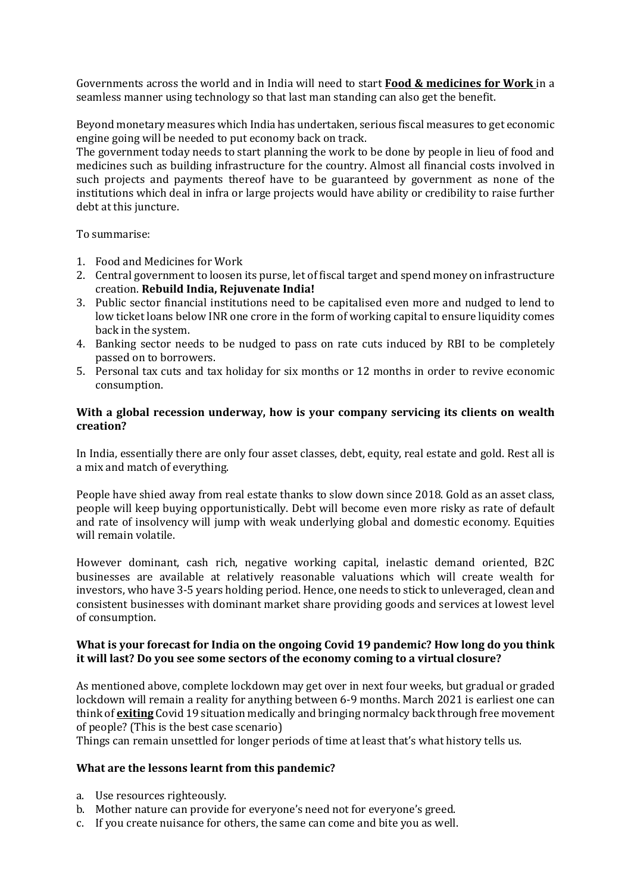Governments across the world and in India will need to start **Food & medicines for Work** in a seamless manner using technology so that last man standing can also get the benefit.

Beyond monetary measures which India has undertaken, serious fiscal measures to get economic engine going will be needed to put economy back on track.
The government today needs to start planning the work to be done by people in lieu of food and medicines such as building infrastructure for the country. Almost all financial costs involved in such projects and payments thereof have to be guaranteed by government as none of the institutions which deal in infra or large projects would have ability or credibility to raise further debt at this juncture.

To summarise:

1. Food and Medicines for Work
2. Central government to loosen its purse, let of fiscal target and spend money on infrastructure creation. **Rebuild India, Rejuvenate India!**
3. Public sector financial institutions need to be capitalised even more and nudged to lend to low ticket loans below INR one crore in the form of working capital to ensure liquidity comes back in the system.
4. Banking sector needs to be nudged to pass on rate cuts induced by RBI to be completely passed on to borrowers.
5. Personal tax cuts and tax holiday for six months or 12 months in order to revive economic consumption.

**With a global recession underway, how is your company servicing its clients on wealth creation?**

In India, essentially there are only four asset classes, debt, equity, real estate and gold. Rest all is a mix and match of everything.

People have shied away from real estate thanks to slow down since 2018. Gold as an asset class, people will keep buying opportunistically. Debt will become even more risky as rate of default and rate of insolvency will jump with weak underlying global and domestic economy. Equities will remain volatile.

However dominant, cash rich, negative working capital, inelastic demand oriented, B2C businesses are available at relatively reasonable valuations which will create wealth for investors, who have 3-5 years holding period. Hence, one needs to stick to unleveraged, clean and consistent businesses with dominant market share providing goods and services at lowest level of consumption.

**What is your forecast for India on the ongoing Covid 19 pandemic? How long do you think it will last? Do you see some sectors of the economy coming to a virtual closure?**

As mentioned above, complete lockdown may get over in next four weeks, but gradual or graded lockdown will remain a reality for anything between 6-9 months. March 2021 is earliest one can think of **exiting** Covid 19 situation medically and bringing normalcy back through free movement of people? (This is the best case scenario)
Things can remain unsettled for longer periods of time at least that's what history tells us.

**What are the lessons learnt from this pandemic?**

a. Use resources righteously.
b. Mother nature can provide for everyone's need not for everyone's greed.
c. If you create nuisance for others, the same can come and bite you as well.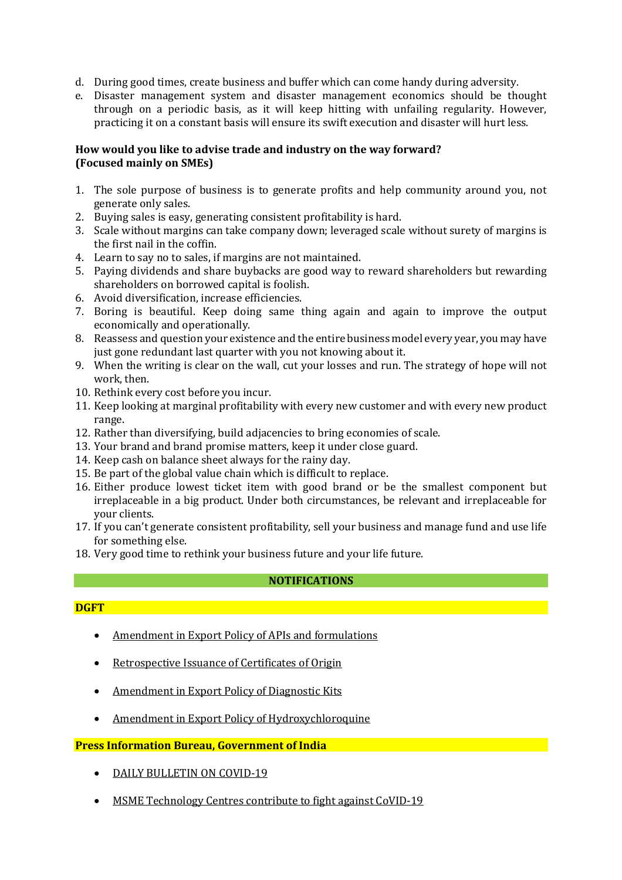d. During good times, create business and buffer which can come handy during adversity.
e. Disaster management system and disaster management economics should be thought through on a periodic basis, as it will keep hitting with unfailing regularity. However, practicing it on a constant basis will ensure its swift execution and disaster will hurt less.

**How would you like to advise trade and industry on the way forward? (Focused mainly on SMEs)**

1. The sole purpose of business is to generate profits and help community around you, not generate only sales.
2. Buying sales is easy, generating consistent profitability is hard.
3. Scale without margins can take company down; leveraged scale without surety of margins is the first nail in the coffin.
4. Learn to say no to sales, if margins are not maintained.
5. Paying dividends and share buybacks are good way to reward shareholders but rewarding shareholders on borrowed capital is foolish.
6. Avoid diversification, increase efficiencies.
7. Boring is beautiful. Keep doing same thing again and again to improve the output economically and operationally.
8. Reassess and question your existence and the entire business model every year, you may have just gone redundant last quarter with you not knowing about it.
9. When the writing is clear on the wall, cut your losses and run. The strategy of hope will not work, then.
10. Rethink every cost before you incur.
11. Keep looking at marginal profitability with every new customer and with every new product range.
12. Rather than diversifying, build adjacencies to bring economies of scale.
13. Your brand and brand promise matters, keep it under close guard.
14. Keep cash on balance sheet always for the rainy day.
15. Be part of the global value chain which is difficult to replace.
16. Either produce lowest ticket item with good brand or be the smallest component but irreplaceable in a big product. Under both circumstances, be relevant and irreplaceable for your clients.
17. If you can't generate consistent profitability, sell your business and manage fund and use life for something else.
18. Very good time to rethink your business future and your life future.

## NOTIFICATIONS

### DGFT

- Amendment in Export Policy of APIs and formulations
- Retrospective Issuance of Certificates of Origin
- Amendment in Export Policy of Diagnostic Kits
- Amendment in Export Policy of Hydroxychloroquine

### Press Information Bureau, Government of India

- DAILY BULLETIN ON COVID-19
- MSME Technology Centres contribute to fight against CoVID-19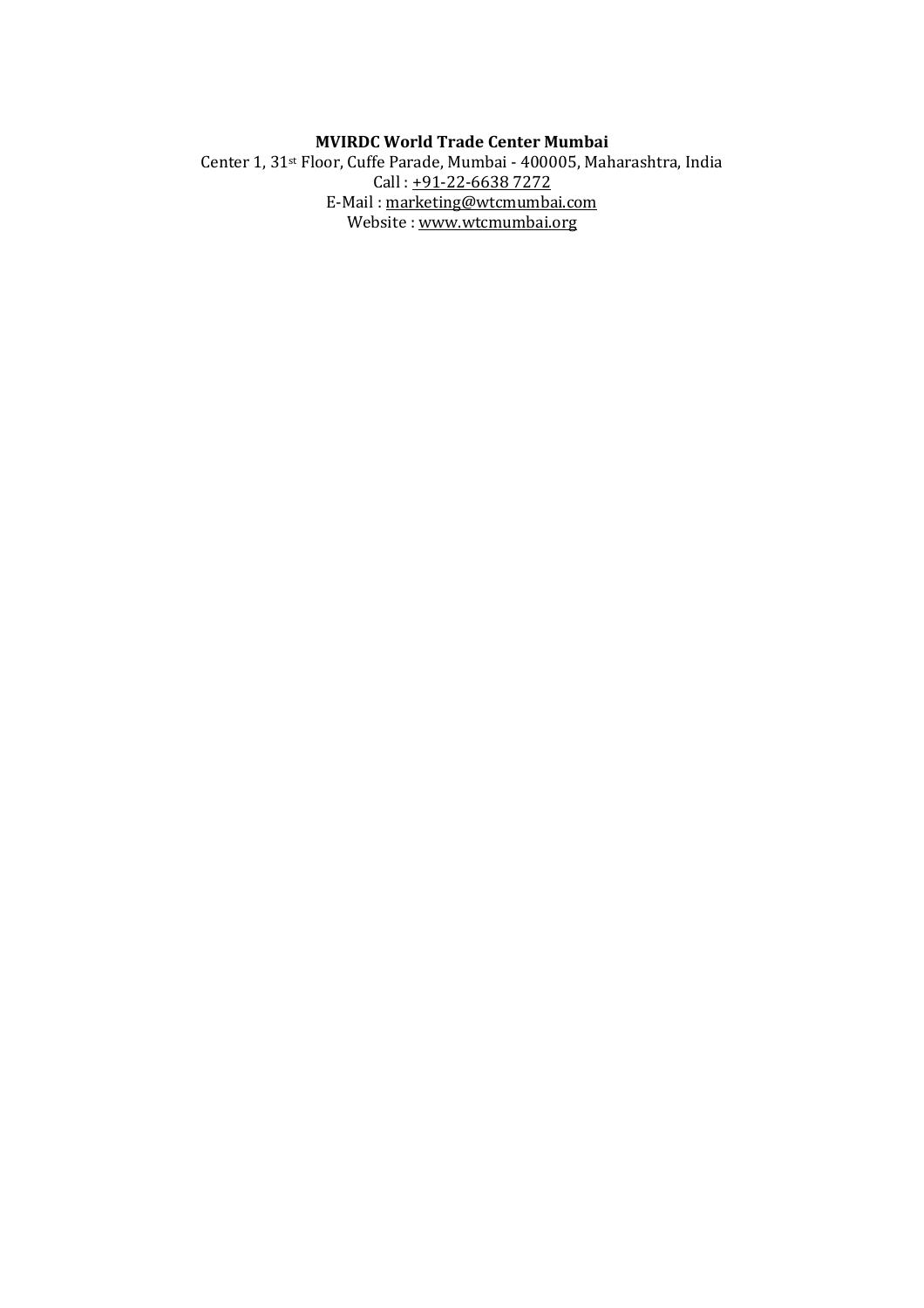**MVIRDC World Trade Center Mumbai**

Center 1, 31st Floor, Cuffe Parade, Mumbai - 400005, Maharashtra, India

Call : +91-22-6638 7272

E-Mail : marketing@wtcmumbai.com

Website : www.wtcmumbai.org